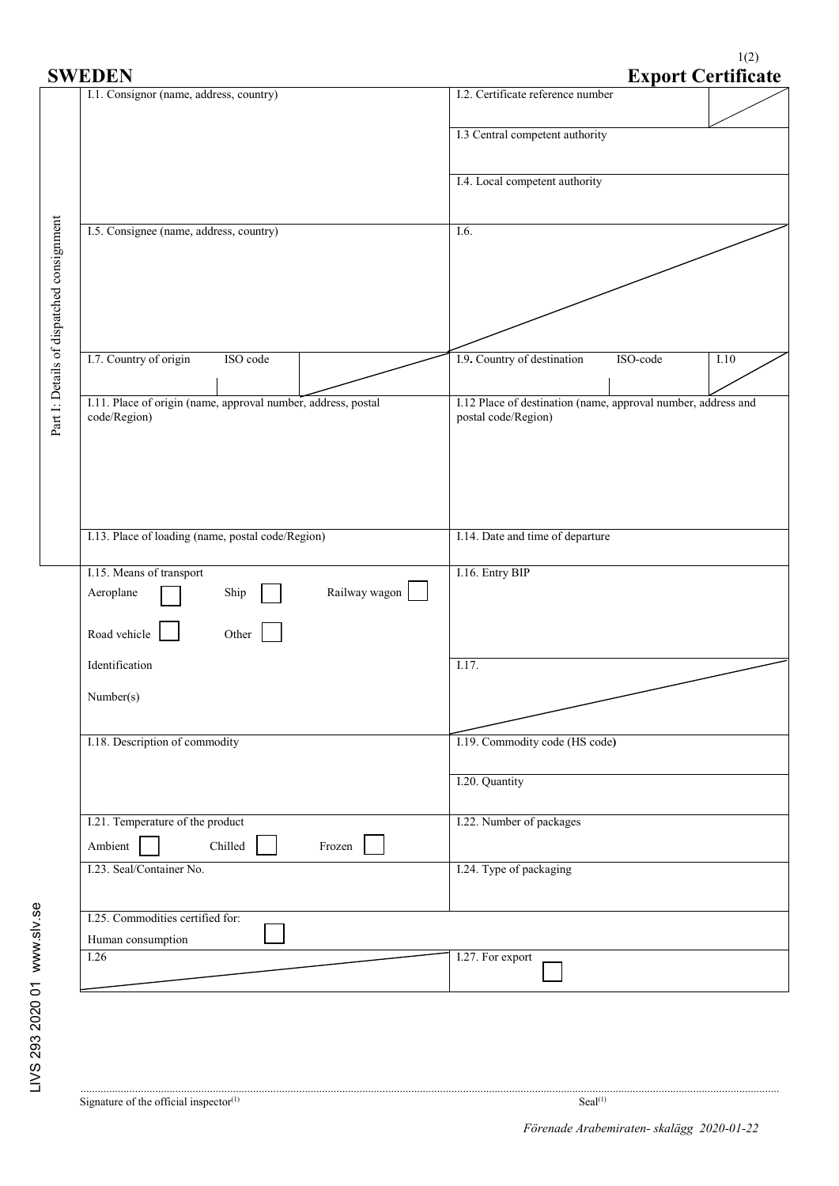# SWEDEN

# Export Certificate

**Part I: Details of dispatched consignment**

| | |
|---|---|
| I.1. Consignor (name, address, country) | I.2. Certificate reference number |
| | I.3 Central competent authority |
| | I.4. Local competent authority |
| I.5. Consignee (name, address, country) | I.6. |
| I.7. Country of origin ISO code | I.9. Country of destination ISO-code I.10 |
| I.11. Place of origin (name, approval number, address, postal code/Region) | I.12 Place of destination (name, approval number, address and postal code/Region) |
| I.13. Place of loading (name, postal code/Region) | I.14. Date and time of departure |
| I.15. Means of transport<br>Aeroplane ☐ Ship ☐ Railway wagon ☐<br>Road vehicle ☐ Other ☐<br>Identification<br>Number(s) | I.16. Entry BIP<br>I.17. |
| I.18. Description of commodity | I.19. Commodity code (HS code)<br>I.20. Quantity |
| I.21. Temperature of the product<br>Ambient ☐ Chilled ☐ Frozen ☐ | I.22. Number of packages |
| I.23. Seal/Container No. | I.24. Type of packaging |
| I.25. Commodities certified for:<br>Human consumption ☐ | |
| I.26 | I.27. For export ☐ |

LIVS 293 2020 01 www.slv.se

Signature of the official inspector[1] Seal[1]

*Förenade Arabemiraten- skalägg 2020-01-22*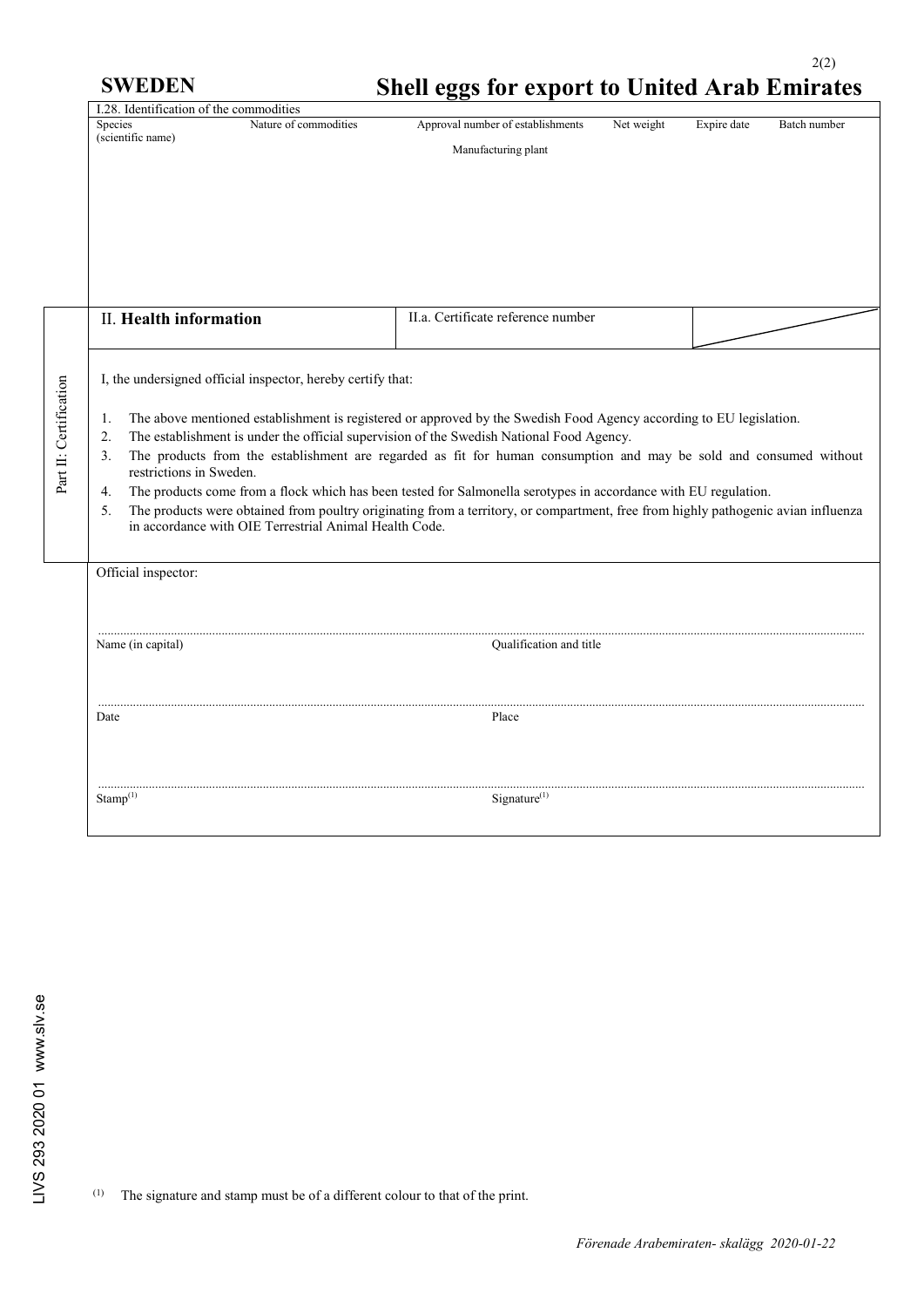**SWEDEN**

# Shell eggs for export to United Arab Emirates

I.28. Identification of the commodities

| Species (scientific name) | Nature of commodities | Approval number of establishments<br>Manufacturing plant | Net weight | Expire date | Batch number |
|---|---|---|---|---|---|
| | | | | | |

**Part II: Certification**

## II. Health information

II.a. Certificate reference number

I, the undersigned official inspector, hereby certify that:

1. The above mentioned establishment is registered or approved by the Swedish Food Agency according to EU legislation.
2. The establishment is under the official supervision of the Swedish National Food Agency.
3. The products from the establishment are regarded as fit for human consumption and may be sold and consumed without restrictions in Sweden.
4. The products come from a flock which has been tested for Salmonella serotypes in accordance with EU regulation.
5. The products were obtained from poultry originating from a territory, or compartment, free from highly pathogenic avian influenza in accordance with OIE Terrestrial Animal Health Code.

Official inspector:

Name (in capital) ................................................ Qualification and title ................................................

Date ................................................ Place ................................................

Stamp[(1)] ................................................ Signature[(1)] ................................................

(1) The signature and stamp must be of a different colour to that of the print.

LIVS 293 2020 01 www.slv.se

*Förenade Arabemiraten- skalägg 2020-01-22*